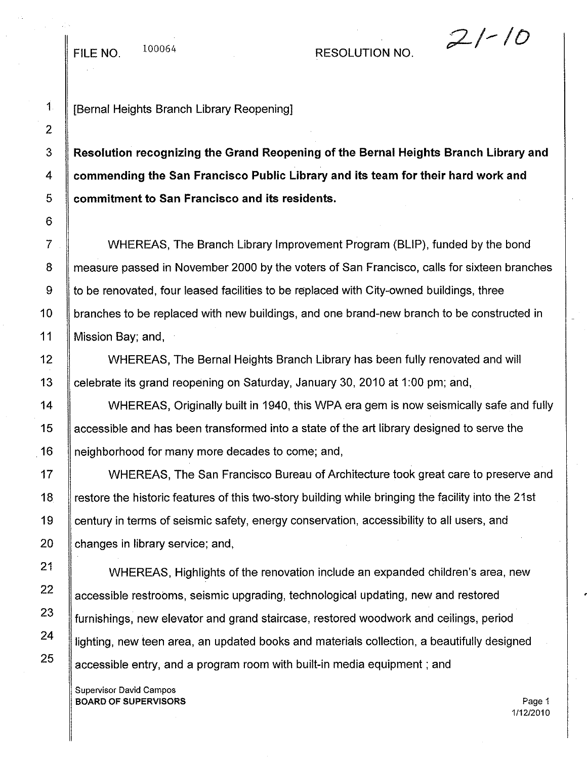FILE NO. 100064 RESOLUTION NO. 21-10

[Bernal Heights Branch Library Reopening]

**Resolution recognizing the Grand Reopening of the Bernal Heights Branch Library and commending the San Francisco Public Library and its team for their hard work and commitment to San Francisco and its residents.**

WHEREAS, The Branch Library Improvement Program (BLIP), funded by the bond measure passed in November 2000 by the voters of San Francisco, calls for sixteen branches to be renovated, four leased facilities to be replaced with City-owned buildings, three branches to be replaced with new buildings, and one brand-new branch to be constructed in Mission Bay; and,

WHEREAS, The Bernal Heights Branch Library has been fully renovated and will celebrate its grand reopening on Saturday, January 30, 2010 at 1:00 pm; and,

WHEREAS, Originally built in 1940, this WPA era gem is now seismically safe and fully accessible and has been transformed into a state of the art library designed to serve the neighborhood for many more decades to come; and,

WHEREAS, The San Francisco Bureau of Architecture took great care to preserve and restore the historic features of this two-story building while bringing the facility into the 21st century in terms of seismic safety, energy conservation, accessibility to all users, and changes in library service; and,

WHEREAS, Highlights of the renovation include an expanded children's area, new accessible restrooms, seismic upgrading, technological updating, new and restored furnishings, new elevator and grand staircase, restored woodwork and ceilings, period lighting, new teen area, an updated books and materials collection, a beautifully designed accessible entry, and a program room with built-in media equipment ; and

Supervisor David Campos
**BOARD OF SUPERVISORS**

1/12/2010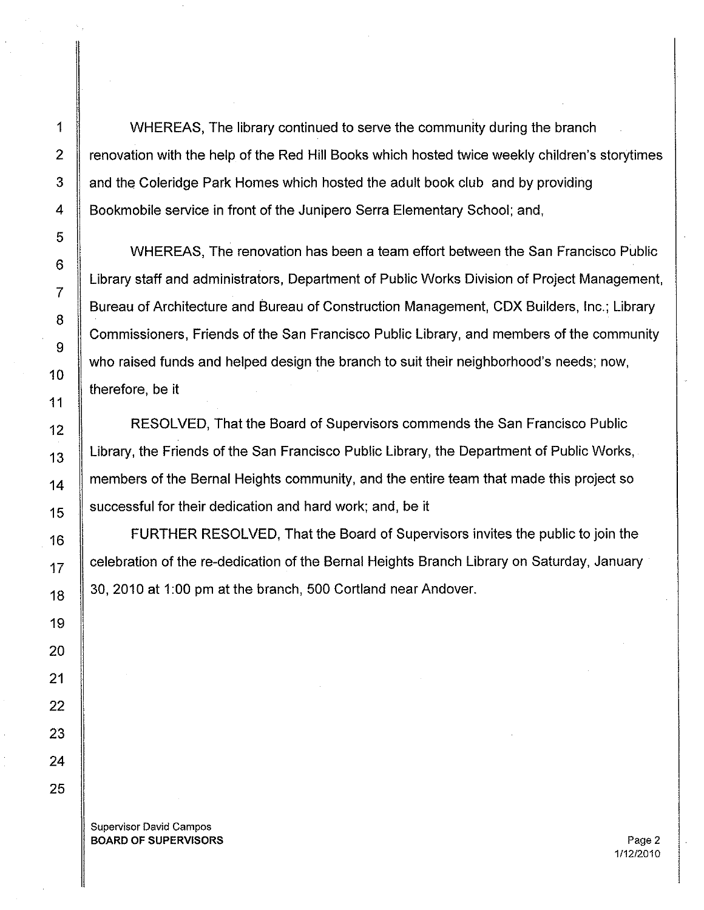WHEREAS, The library continued to serve the community during the branch renovation with the help of the Red Hill Books which hosted twice weekly children's storytimes and the Coleridge Park Homes which hosted the adult book club and by providing Bookmobile service in front of the Junipero Serra Elementary School; and,

WHEREAS, The renovation has been a team effort between the San Francisco Public Library staff and administrators, Department of Public Works Division of Project Management, Bureau of Architecture and Bureau of Construction Management, CDX Builders, Inc.; Library Commissioners, Friends of the San Francisco Public Library, and members of the community who raised funds and helped design the branch to suit their neighborhood's needs; now, therefore, be it

RESOLVED, That the Board of Supervisors commends the San Francisco Public Library, the Friends of the San Francisco Public Library, the Department of Public Works, members of the Bernal Heights community, and the entire team that made this project so successful for their dedication and hard work; and, be it

FURTHER RESOLVED, That the Board of Supervisors invites the public to join the celebration of the re-dedication of the Bernal Heights Branch Library on Saturday, January 30, 2010 at 1:00 pm at the branch, 500 Cortland near Andover.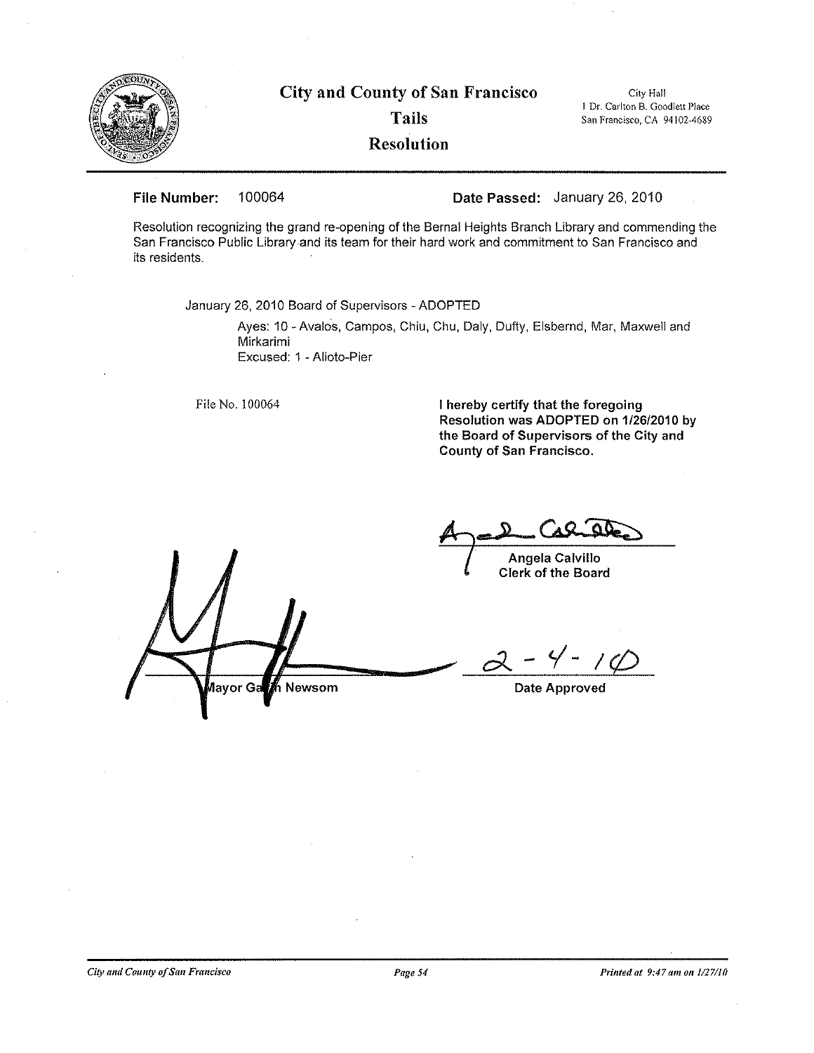# City and County of San Francisco

## Tails

## Resolution

City Hall
1 Dr. Carlton B. Goodlett Place
San Francisco, CA 94102-4689

**File Number:** 100064 **Date Passed:** January 26, 2010

Resolution recognizing the grand re-opening of the Bernal Heights Branch Library and commending the San Francisco Public Library and its team for their hard work and commitment to San Francisco and its residents.

January 26, 2010 Board of Supervisors - ADOPTED

Ayes: 10 - Avalos, Campos, Chiu, Chu, Daly, Dufty, Elsbernd, Mar, Maxwell and Mirkarimi
Excused: 1 - Alioto-Pier

File No. 100064

**I hereby certify that the foregoing Resolution was ADOPTED on 1/26/2010 by the Board of Supervisors of the City and County of San Francisco.**

**Angela Calvillo**
**Clerk of the Board**

Mayor Gavin Newsom

2-4-10
**Date Approved**